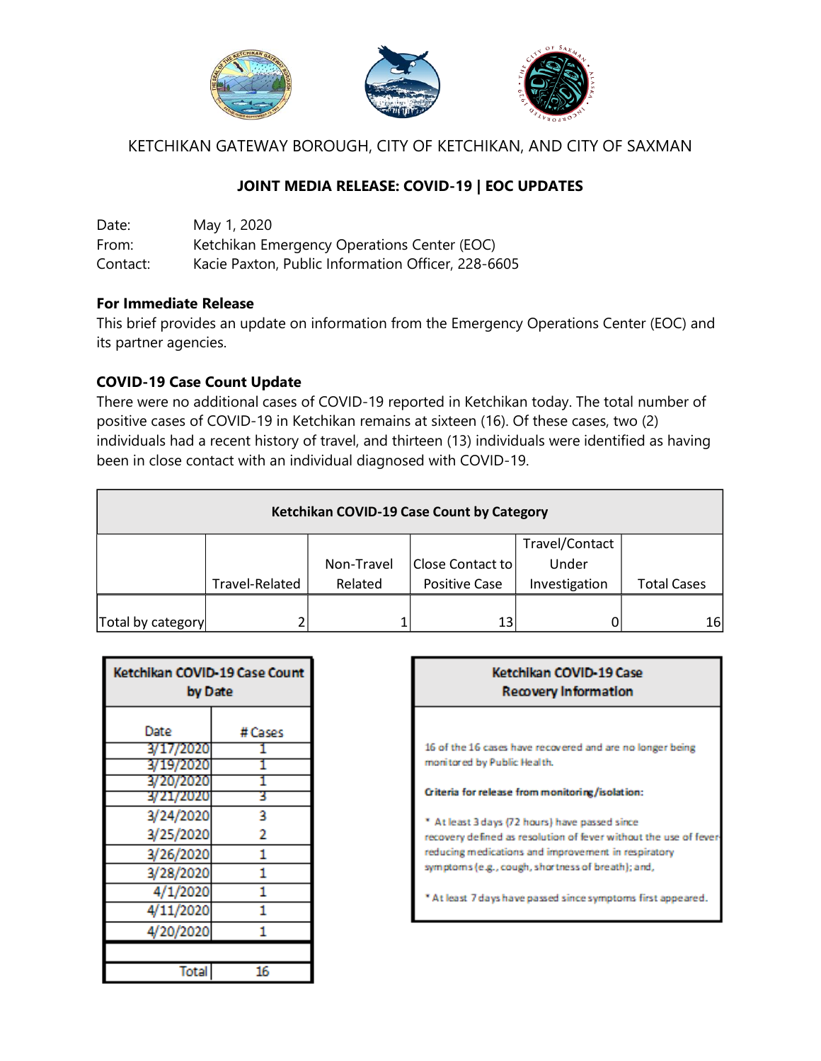KETCHIKAN GATEWAY BOROUGH, CITY OF KETCHIKAN, AND CITY OF SAXMAN

## JOINT MEDIA RELEASE: COVID-19 | EOC UPDATES

Date: May 1, 2020
From: Ketchikan Emergency Operations Center (EOC)
Contact: Kacie Paxton, Public Information Officer, 228-6605

**For Immediate Release**

This brief provides an update on information from the Emergency Operations Center (EOC) and its partner agencies.

**COVID-19 Case Count Update**

There were no additional cases of COVID-19 reported in Ketchikan today. The total number of positive cases of COVID-19 in Ketchikan remains at sixteen (16). Of these cases, two (2) individuals had a recent history of travel, and thirteen (13) individuals were identified as having been in close contact with an individual diagnosed with COVID-19.

**Ketchikan COVID-19 Case Count by Category**

| | Travel-Related | Non-Travel Related | Close Contact to Positive Case | Travel/Contact Under Investigation | Total Cases |
|---|---|---|---|---|---|
| Total by category | 2 | 1 | 13 | 0 | 16 |

**Ketchikan COVID-19 Case Count by Date**

| Date | # Cases |
|---|---|
| 3/17/2020 | 1 |
| 3/19/2020 | 1 |
| 3/20/2020 | 1 |
| 3/21/2020 | 3 |
| 3/24/2020 | 3 |
| 3/25/2020 | 2 |
| 3/26/2020 | 1 |
| 3/28/2020 | 1 |
| 4/1/2020 | 1 |
| 4/11/2020 | 1 |
| 4/20/2020 | 1 |
| | |
| Total | 16 |

**Ketchikan COVID-19 Case Recovery Information**

16 of the 16 cases have recovered and are no longer being monitored by Public Health.

**Criteria for release from monitoring/isolation:**

* At least 3 days (72 hours) have passed since recovery defined as resolution of fever without the use of fever-reducing medications and improvement in respiratory symptoms (e.g., cough, shortness of breath); and,

* At least 7 days have passed since symptoms first appeared.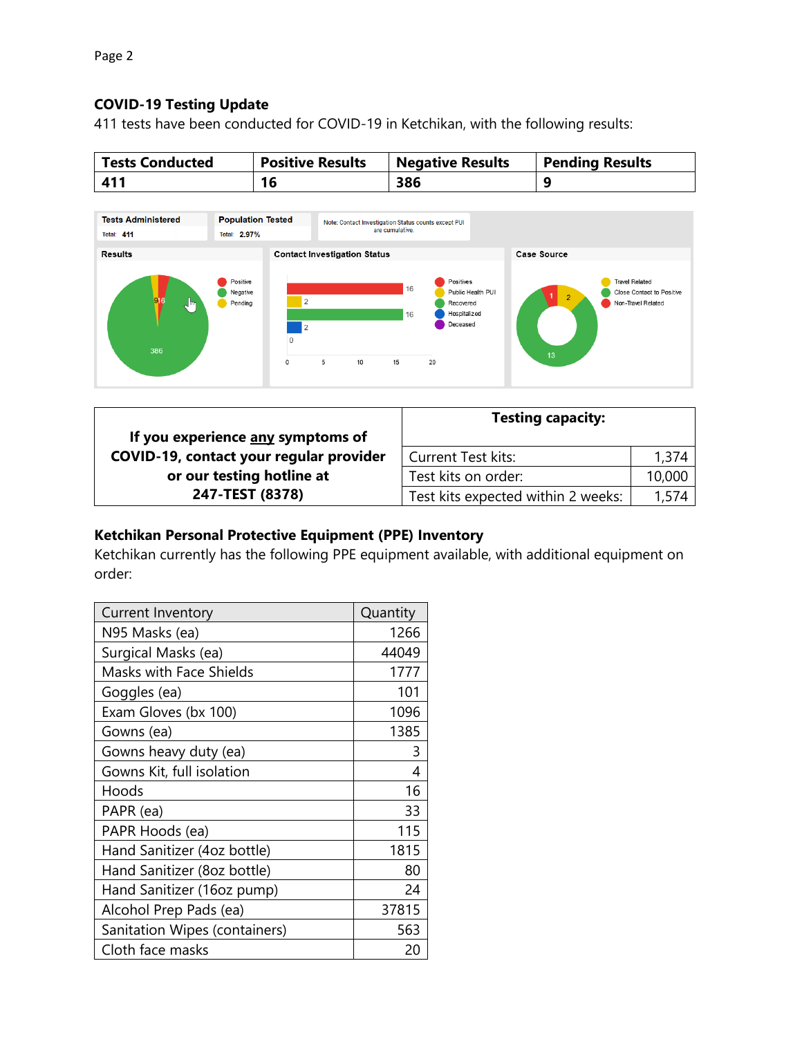## COVID-19 Testing Update

411 tests have been conducted for COVID-19 in Ketchikan, with the following results:

| Tests Conducted | Positive Results | Negative Results | Pending Results |
|---|---|---|---|
| 411 | 16 | 386 | 9 |

Tests Administered
Total: 411

Population Tested
Total: 2.97%

Note: Contact Investigation Status counts except PUI are cumulative.

Results
Positive
Negative
Pending
9
16
386

Contact Investigation Status
16
2
16
2
0
0
5
10
15
20
Positives
Public Health PUI
Recovered
Hospitalized
Deceased

Case Source
1
2
13
Travel Related
Close Contact to Positive
Non-Travel Related

| If you experience **any** symptoms of COVID-19, contact your regular provider or our testing hotline at 247-TEST (8378) | Testing capacity: | |
|---|---|---|
| | Current Test kits: | 1,374 |
| | Test kits on order: | 10,000 |
| | Test kits expected within 2 weeks: | 1,574 |

## Ketchikan Personal Protective Equipment (PPE) Inventory

Ketchikan currently has the following PPE equipment available, with additional equipment on order:

| Current Inventory | Quantity |
|---|---|
| N95 Masks (ea) | 1266 |
| Surgical Masks (ea) | 44049 |
| Masks with Face Shields | 1777 |
| Goggles (ea) | 101 |
| Exam Gloves (bx 100) | 1096 |
| Gowns (ea) | 1385 |
| Gowns heavy duty (ea) | 3 |
| Gowns Kit, full isolation | 4 |
| Hoods | 16 |
| PAPR (ea) | 33 |
| PAPR Hoods (ea) | 115 |
| Hand Sanitizer (4oz bottle) | 1815 |
| Hand Sanitizer (8oz bottle) | 80 |
| Hand Sanitizer (16oz pump) | 24 |
| Alcohol Prep Pads (ea) | 37815 |
| Sanitation Wipes (containers) | 563 |
| Cloth face masks | 20 |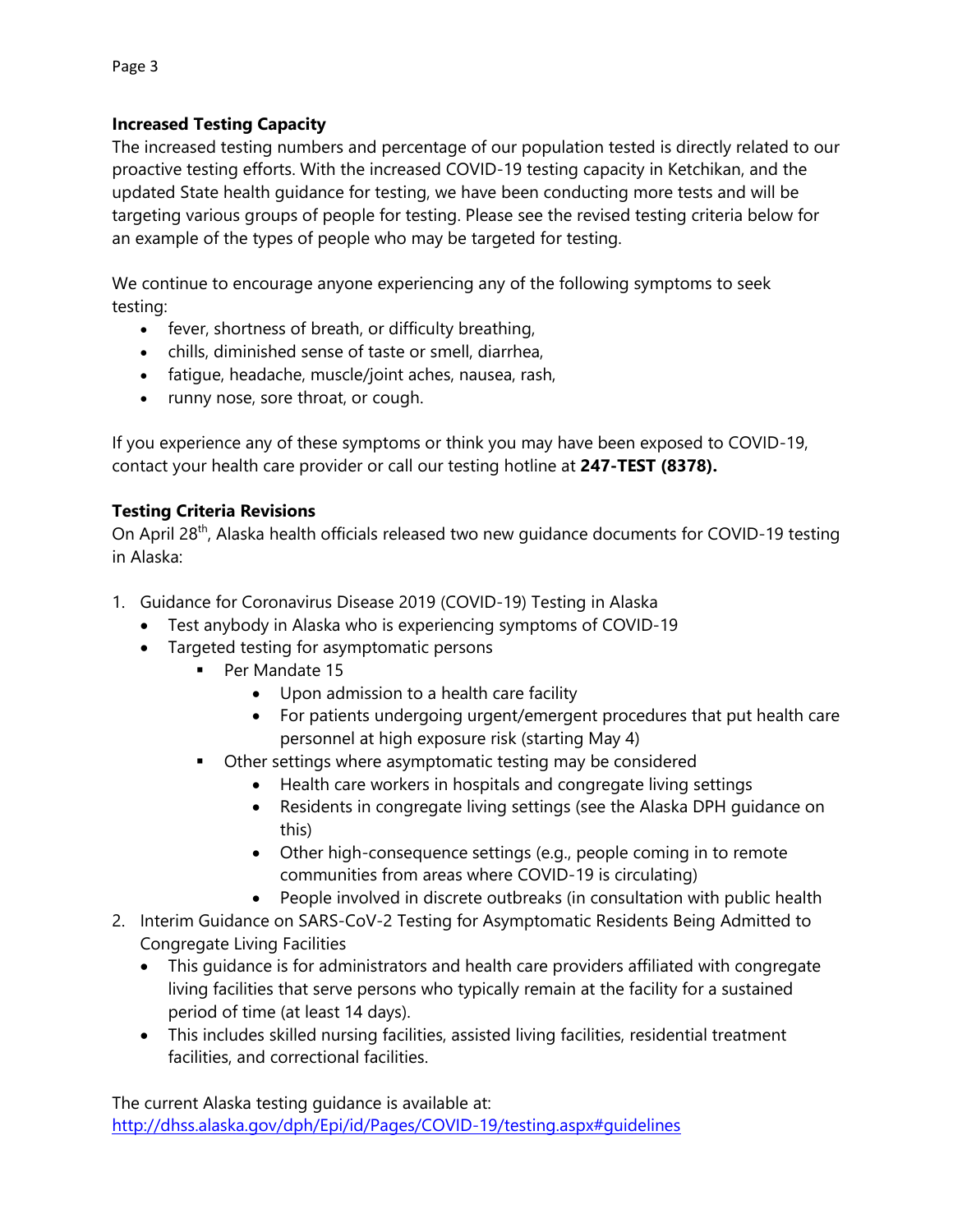**Increased Testing Capacity**

The increased testing numbers and percentage of our population tested is directly related to our proactive testing efforts. With the increased COVID-19 testing capacity in Ketchikan, and the updated State health guidance for testing, we have been conducting more tests and will be targeting various groups of people for testing. Please see the revised testing criteria below for an example of the types of people who may be targeted for testing.

We continue to encourage anyone experiencing any of the following symptoms to seek testing:

- fever, shortness of breath, or difficulty breathing,
- chills, diminished sense of taste or smell, diarrhea,
- fatigue, headache, muscle/joint aches, nausea, rash,
- runny nose, sore throat, or cough.

If you experience any of these symptoms or think you may have been exposed to COVID-19, contact your health care provider or call our testing hotline at **247-TEST (8378).**

**Testing Criteria Revisions**

On April 28th, Alaska health officials released two new guidance documents for COVID-19 testing in Alaska:

1. Guidance for Coronavirus Disease 2019 (COVID-19) Testing in Alaska
   - Test anybody in Alaska who is experiencing symptoms of COVID-19
   - Targeted testing for asymptomatic persons
     - Per Mandate 15
       - Upon admission to a health care facility
       - For patients undergoing urgent/emergent procedures that put health care personnel at high exposure risk (starting May 4)
     - Other settings where asymptomatic testing may be considered
       - Health care workers in hospitals and congregate living settings
       - Residents in congregate living settings (see the Alaska DPH guidance on this)
       - Other high-consequence settings (e.g., people coming in to remote communities from areas where COVID-19 is circulating)
       - People involved in discrete outbreaks (in consultation with public health
2. Interim Guidance on SARS-CoV-2 Testing for Asymptomatic Residents Being Admitted to Congregate Living Facilities
   - This guidance is for administrators and health care providers affiliated with congregate living facilities that serve persons who typically remain at the facility for a sustained period of time (at least 14 days).
   - This includes skilled nursing facilities, assisted living facilities, residential treatment facilities, and correctional facilities.

The current Alaska testing guidance is available at:
http://dhss.alaska.gov/dph/Epi/id/Pages/COVID-19/testing.aspx#guidelines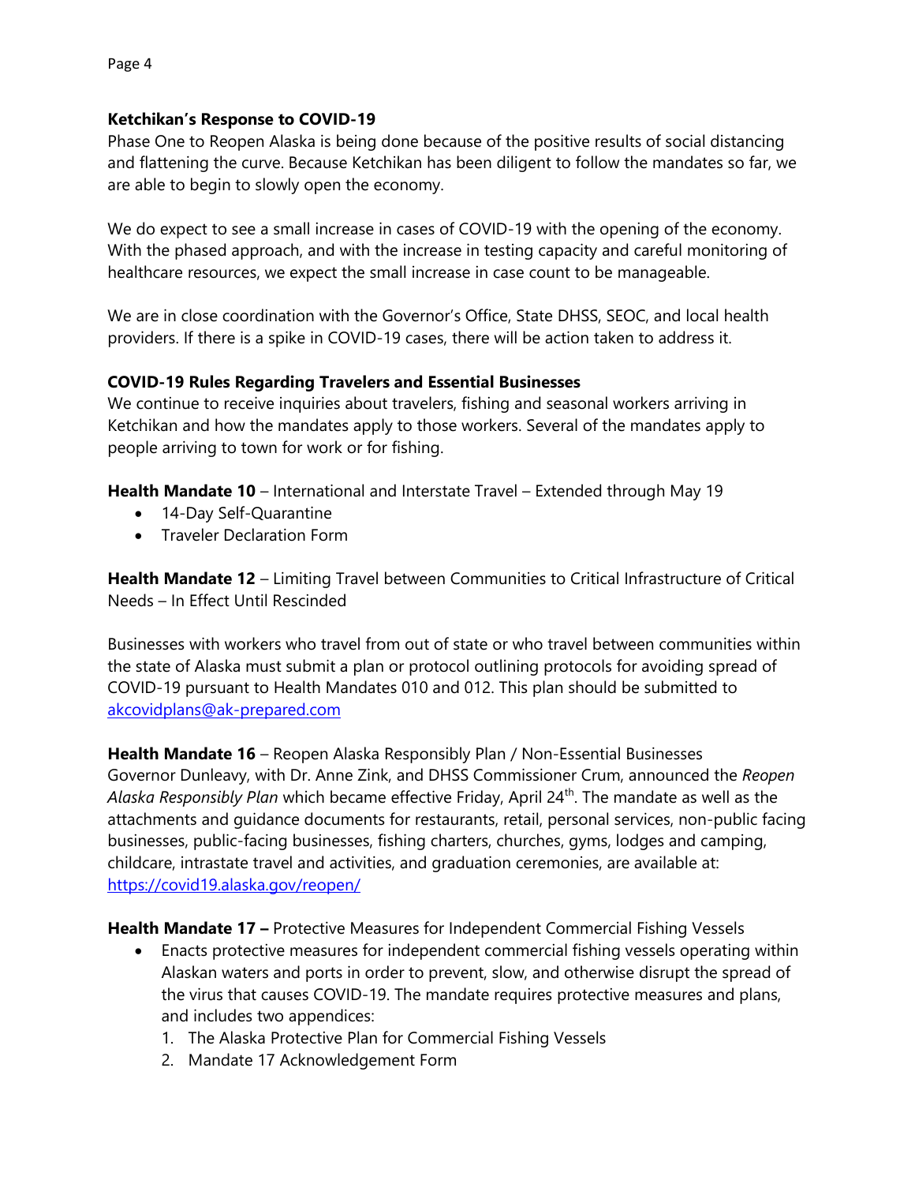**Ketchikan's Response to COVID-19**

Phase One to Reopen Alaska is being done because of the positive results of social distancing and flattening the curve. Because Ketchikan has been diligent to follow the mandates so far, we are able to begin to slowly open the economy.

We do expect to see a small increase in cases of COVID-19 with the opening of the economy. With the phased approach, and with the increase in testing capacity and careful monitoring of healthcare resources, we expect the small increase in case count to be manageable.

We are in close coordination with the Governor's Office, State DHSS, SEOC, and local health providers. If there is a spike in COVID-19 cases, there will be action taken to address it.

**COVID-19 Rules Regarding Travelers and Essential Businesses**

We continue to receive inquiries about travelers, fishing and seasonal workers arriving in Ketchikan and how the mandates apply to those workers. Several of the mandates apply to people arriving to town for work or for fishing.

**Health Mandate 10** – International and Interstate Travel – Extended through May 19

- 14-Day Self-Quarantine
- Traveler Declaration Form

**Health Mandate 12** – Limiting Travel between Communities to Critical Infrastructure of Critical Needs – In Effect Until Rescinded

Businesses with workers who travel from out of state or who travel between communities within the state of Alaska must submit a plan or protocol outlining protocols for avoiding spread of COVID-19 pursuant to Health Mandates 010 and 012. This plan should be submitted to akcovidplans@ak-prepared.com

**Health Mandate 16** – Reopen Alaska Responsibly Plan / Non-Essential Businesses
Governor Dunleavy, with Dr. Anne Zink, and DHSS Commissioner Crum, announced the *Reopen Alaska Responsibly Plan* which became effective Friday, April 24th. The mandate as well as the attachments and guidance documents for restaurants, retail, personal services, non-public facing businesses, public-facing businesses, fishing charters, churches, gyms, lodges and camping, childcare, intrastate travel and activities, and graduation ceremonies, are available at: https://covid19.alaska.gov/reopen/

**Health Mandate 17 –** Protective Measures for Independent Commercial Fishing Vessels

- Enacts protective measures for independent commercial fishing vessels operating within Alaskan waters and ports in order to prevent, slow, and otherwise disrupt the spread of the virus that causes COVID-19. The mandate requires protective measures and plans, and includes two appendices:
  1. The Alaska Protective Plan for Commercial Fishing Vessels
  2. Mandate 17 Acknowledgement Form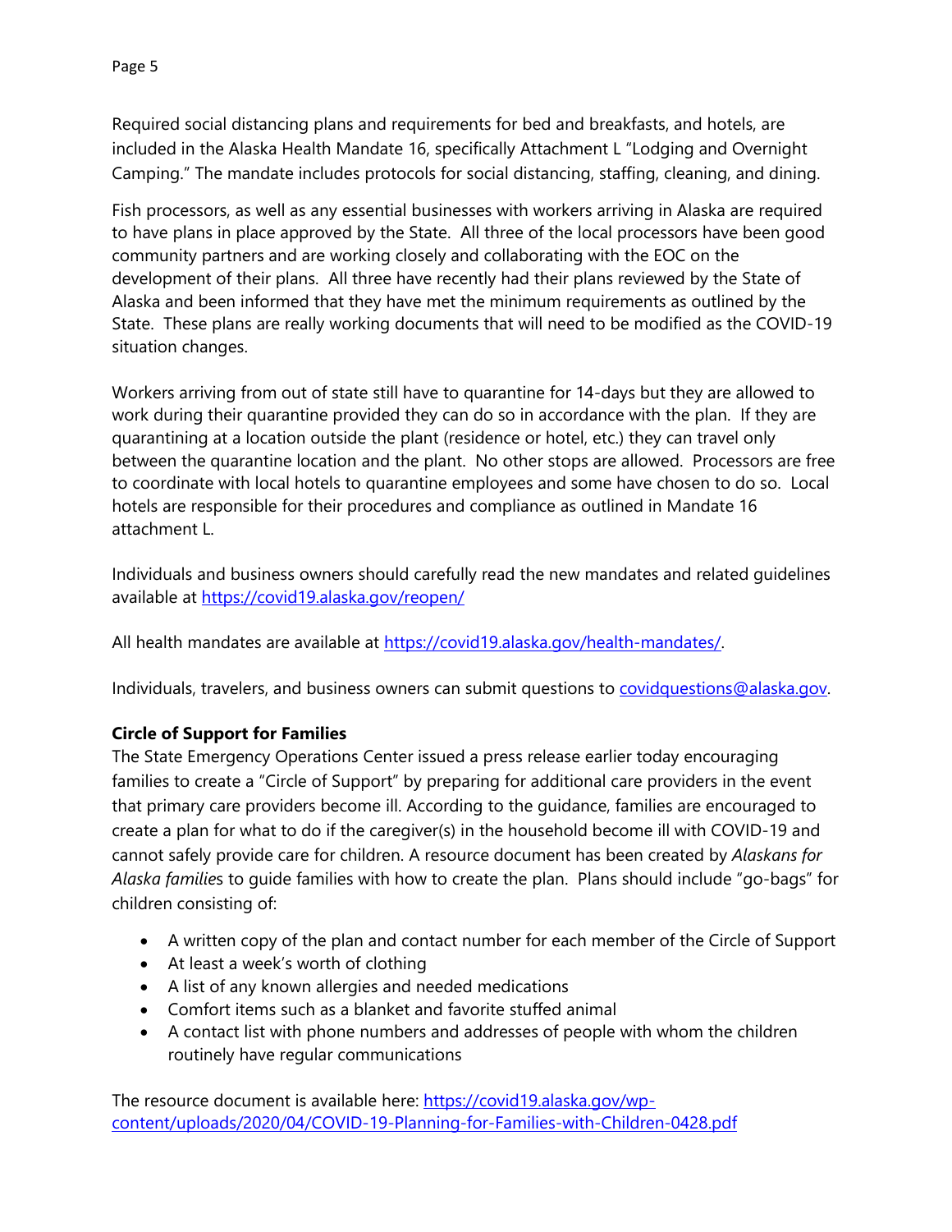Required social distancing plans and requirements for bed and breakfasts, and hotels, are included in the Alaska Health Mandate 16, specifically Attachment L "Lodging and Overnight Camping." The mandate includes protocols for social distancing, staffing, cleaning, and dining.

Fish processors, as well as any essential businesses with workers arriving in Alaska are required to have plans in place approved by the State. All three of the local processors have been good community partners and are working closely and collaborating with the EOC on the development of their plans. All three have recently had their plans reviewed by the State of Alaska and been informed that they have met the minimum requirements as outlined by the State. These plans are really working documents that will need to be modified as the COVID-19 situation changes.

Workers arriving from out of state still have to quarantine for 14-days but they are allowed to work during their quarantine provided they can do so in accordance with the plan. If they are quarantining at a location outside the plant (residence or hotel, etc.) they can travel only between the quarantine location and the plant. No other stops are allowed. Processors are free to coordinate with local hotels to quarantine employees and some have chosen to do so. Local hotels are responsible for their procedures and compliance as outlined in Mandate 16 attachment L.

Individuals and business owners should carefully read the new mandates and related guidelines available at [https://covid19.alaska.gov/reopen/](https://covid19.alaska.gov/reopen/)

All health mandates are available at [https://covid19.alaska.gov/health-mandates/](https://covid19.alaska.gov/health-mandates/).

Individuals, travelers, and business owners can submit questions to [covidquestions@alaska.gov](mailto:covidquestions@alaska.gov).

**Circle of Support for Families**

The State Emergency Operations Center issued a press release earlier today encouraging families to create a "Circle of Support" by preparing for additional care providers in the event that primary care providers become ill. According to the guidance, families are encouraged to create a plan for what to do if the caregiver(s) in the household become ill with COVID-19 and cannot safely provide care for children. A resource document has been created by *Alaskans for Alaska families* to guide families with how to create the plan. Plans should include "go-bags" for children consisting of:

- A written copy of the plan and contact number for each member of the Circle of Support
- At least a week's worth of clothing
- A list of any known allergies and needed medications
- Comfort items such as a blanket and favorite stuffed animal
- A contact list with phone numbers and addresses of people with whom the children routinely have regular communications

The resource document is available here: [https://covid19.alaska.gov/wp-content/uploads/2020/04/COVID-19-Planning-for-Families-with-Children-0428.pdf](https://covid19.alaska.gov/wp-content/uploads/2020/04/COVID-19-Planning-for-Families-with-Children-0428.pdf)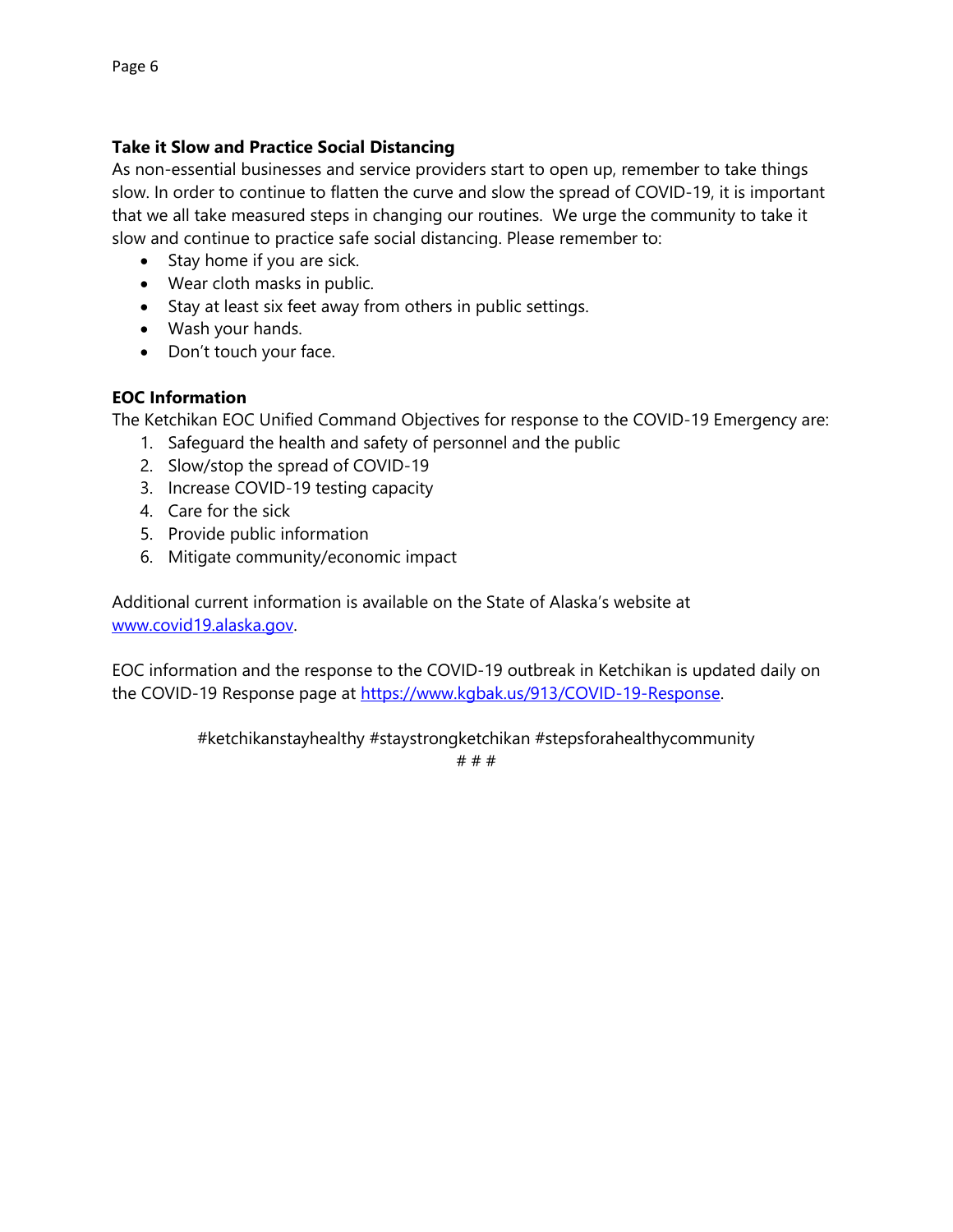**Take it Slow and Practice Social Distancing**

As non-essential businesses and service providers start to open up, remember to take things slow. In order to continue to flatten the curve and slow the spread of COVID-19, it is important that we all take measured steps in changing our routines. We urge the community to take it slow and continue to practice safe social distancing. Please remember to:

- Stay home if you are sick.
- Wear cloth masks in public.
- Stay at least six feet away from others in public settings.
- Wash your hands.
- Don't touch your face.

**EOC Information**

The Ketchikan EOC Unified Command Objectives for response to the COVID-19 Emergency are:

1. Safeguard the health and safety of personnel and the public
2. Slow/stop the spread of COVID-19
3. Increase COVID-19 testing capacity
4. Care for the sick
5. Provide public information
6. Mitigate community/economic impact

Additional current information is available on the State of Alaska's website at [www.covid19.alaska.gov](www.covid19.alaska.gov).

EOC information and the response to the COVID-19 outbreak in Ketchikan is updated daily on the COVID-19 Response page at [https://www.kgbak.us/913/COVID-19-Response](https://www.kgbak.us/913/COVID-19-Response).

#ketchikanstayhealthy #staystrongketchikan #stepsforahealthycommunity

# # #